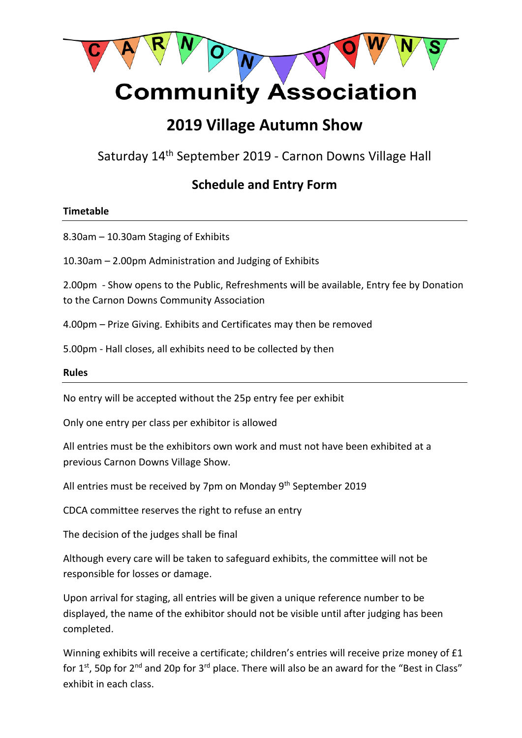# CARNON DOWNS Community Association

## 2019 Village Autumn Show

Saturday 14th September 2019 - Carnon Downs Village Hall

### Schedule and Entry Form

**Timetable**

8.30am – 10.30am Staging of Exhibits

10.30am – 2.00pm Administration and Judging of Exhibits

2.00pm - Show opens to the Public, Refreshments will be available, Entry fee by Donation to the Carnon Downs Community Association

4.00pm – Prize Giving. Exhibits and Certificates may then be removed

5.00pm - Hall closes, all exhibits need to be collected by then

**Rules**

No entry will be accepted without the 25p entry fee per exhibit

Only one entry per class per exhibitor is allowed

All entries must be the exhibitors own work and must not have been exhibited at a previous Carnon Downs Village Show.

All entries must be received by 7pm on Monday 9th September 2019

CDCA committee reserves the right to refuse an entry

The decision of the judges shall be final

Although every care will be taken to safeguard exhibits, the committee will not be responsible for losses or damage.

Upon arrival for staging, all entries will be given a unique reference number to be displayed, the name of the exhibitor should not be visible until after judging has been completed.

Winning exhibits will receive a certificate; children's entries will receive prize money of £1 for 1st, 50p for 2nd and 20p for 3rd place. There will also be an award for the "Best in Class" exhibit in each class.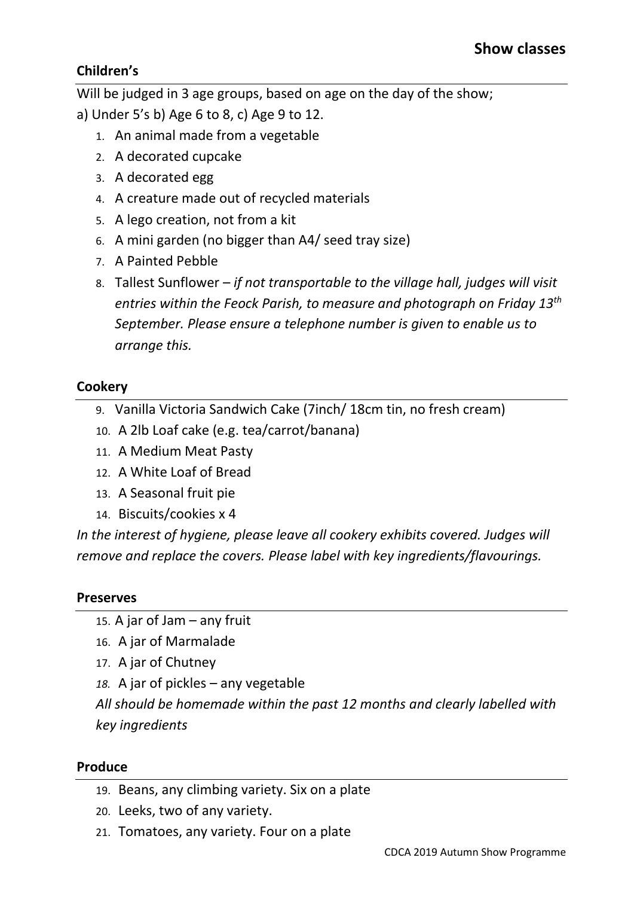## Show classes

### Children's

Will be judged in 3 age groups, based on age on the day of the show;
a) Under 5's b) Age 6 to 8, c) Age 9 to 12.

1. An animal made from a vegetable
2. A decorated cupcake
3. A decorated egg
4. A creature made out of recycled materials
5. A lego creation, not from a kit
6. A mini garden (no bigger than A4/ seed tray size)
7. A Painted Pebble
8. Tallest Sunflower – *if not transportable to the village hall, judges will visit entries within the Feock Parish, to measure and photograph on Friday 13th September. Please ensure a telephone number is given to enable us to arrange this.*

### Cookery

9. Vanilla Victoria Sandwich Cake (7inch/ 18cm tin, no fresh cream)
10. A 2lb Loaf cake (e.g. tea/carrot/banana)
11. A Medium Meat Pasty
12. A White Loaf of Bread
13. A Seasonal fruit pie
14. Biscuits/cookies x 4

*In the interest of hygiene, please leave all cookery exhibits covered. Judges will remove and replace the covers. Please label with key ingredients/flavourings.*

### Preserves

15. A jar of Jam – any fruit
16. A jar of Marmalade
17. A jar of Chutney
18. A jar of pickles – any vegetable

*All should be homemade within the past 12 months and clearly labelled with key ingredients*

### Produce

19. Beans, any climbing variety. Six on a plate
20. Leeks, two of any variety.
21. Tomatoes, any variety. Four on a plate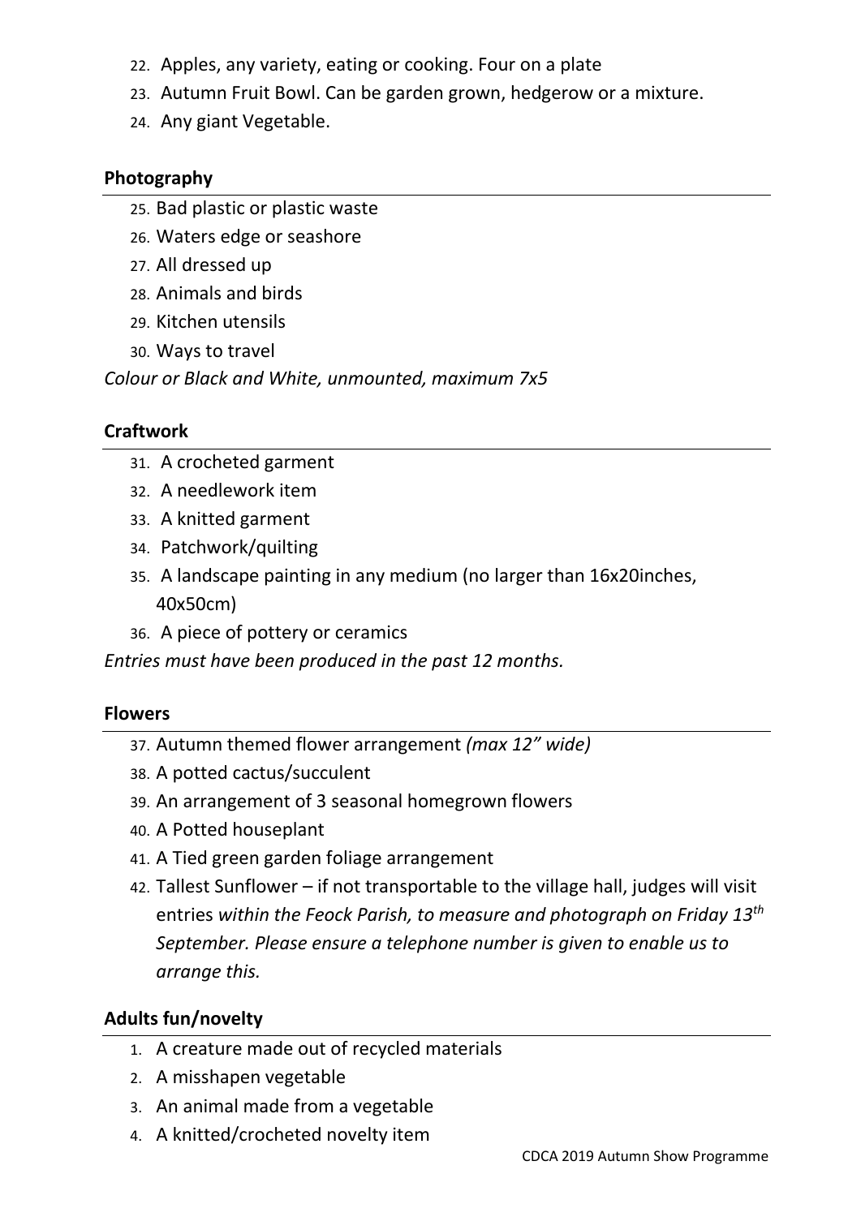22. Apples, any variety, eating or cooking. Four on a plate
23. Autumn Fruit Bowl. Can be garden grown, hedgerow or a mixture.
24. Any giant Vegetable.

**Photography**

25. Bad plastic or plastic waste
26. Waters edge or seashore
27. All dressed up
28. Animals and birds
29. Kitchen utensils
30. Ways to travel

*Colour or Black and White, unmounted, maximum 7x5*

**Craftwork**

31. A crocheted garment
32. A needlework item
33. A knitted garment
34. Patchwork/quilting
35. A landscape painting in any medium (no larger than 16x20inches, 40x50cm)
36. A piece of pottery or ceramics

*Entries must have been produced in the past 12 months.*

**Flowers**

37. Autumn themed flower arrangement *(max 12" wide)*
38. A potted cactus/succulent
39. An arrangement of 3 seasonal homegrown flowers
40. A Potted houseplant
41. A Tied green garden foliage arrangement
42. Tallest Sunflower – if not transportable to the village hall, judges will visit entries *within the Feock Parish, to measure and photograph on Friday 13th September. Please ensure a telephone number is given to enable us to arrange this.*

**Adults fun/novelty**

1. A creature made out of recycled materials
2. A misshapen vegetable
3. An animal made from a vegetable
4. A knitted/crocheted novelty item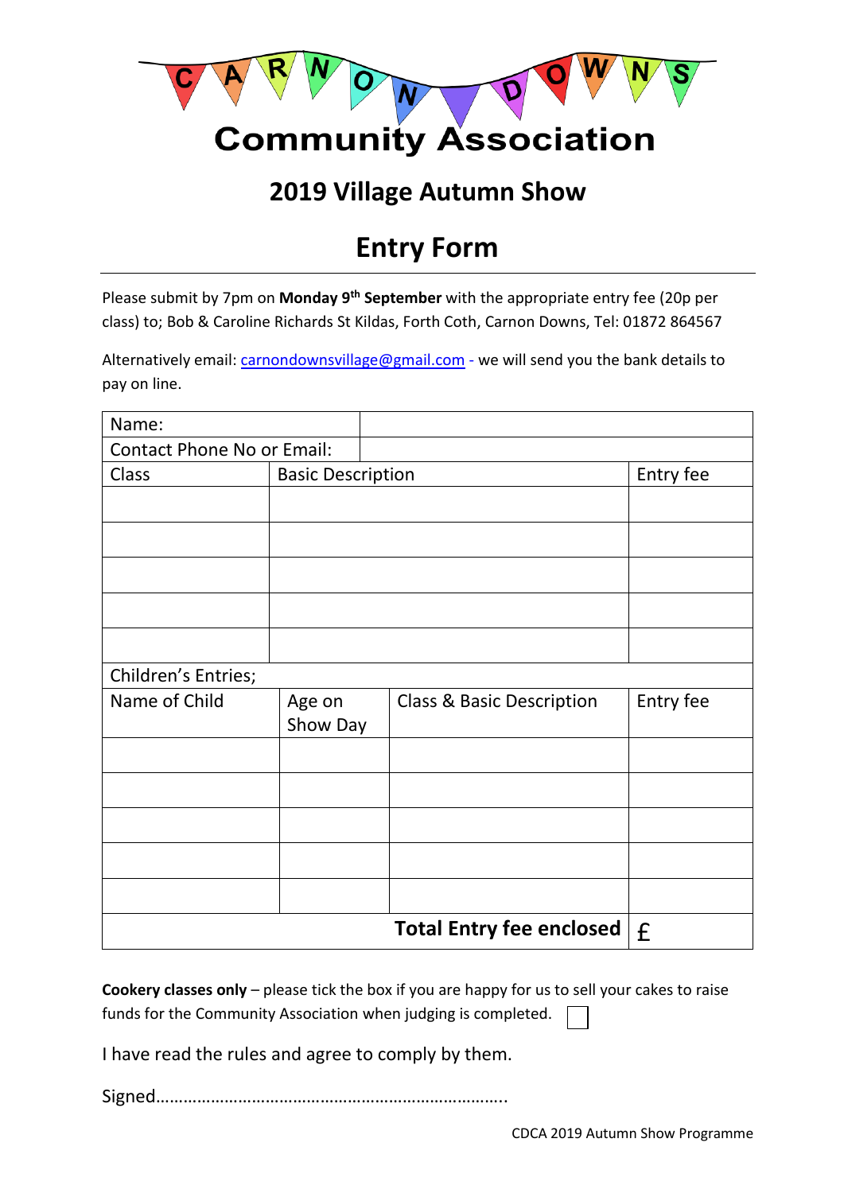# CARNON DOWNS Community Association

## 2019 Village Autumn Show

## Entry Form

Please submit by 7pm on **Monday 9th September** with the appropriate entry fee (20p per class) to; Bob & Caroline Richards St Kildas, Forth Coth, Carnon Downs, Tel: 01872 864567

Alternatively email: carnondownsvillage@gmail.com - we will send you the bank details to pay on line.

| Name: | | | |
|---|---|---|---|
| Contact Phone No or Email: | | | |
| Class | Basic Description | | Entry fee |
| | | | |
| | | | |
| | | | |
| | | | |
| | | | |
| Children's Entries; | | | |
| Name of Child | Age on Show Day | Class & Basic Description | Entry fee |
| | | | |
| | | | |
| | | | |
| | | | |
| | | | |
| | | **Total Entry fee enclosed** | £ |

**Cookery classes only** – please tick the box if you are happy for us to sell your cakes to raise funds for the Community Association when judging is completed. ☐

I have read the rules and agree to comply by them.

Signed…………………………………………………………………..

CDCA 2019 Autumn Show Programme